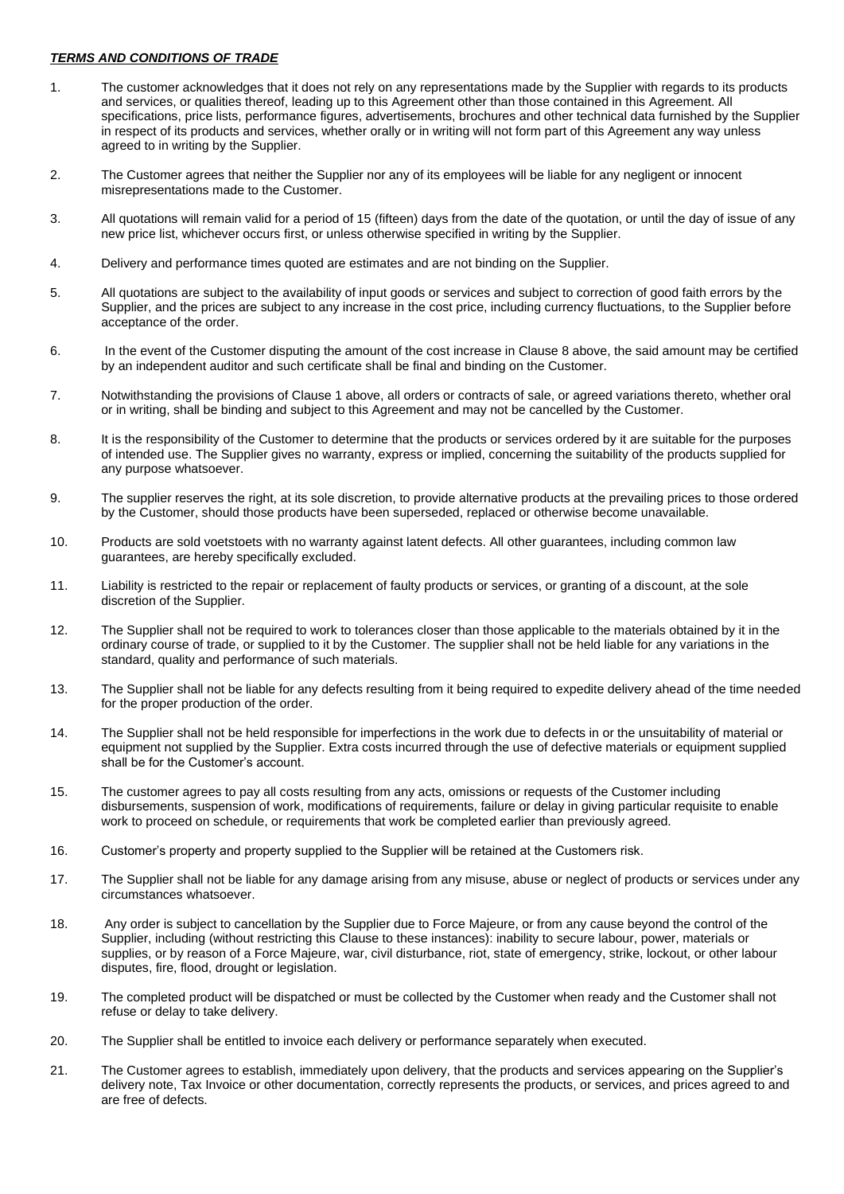***TERMS AND CONDITIONS OF TRADE***

1. The customer acknowledges that it does not rely on any representations made by the Supplier with regards to its products and services, or qualities thereof, leading up to this Agreement other than those contained in this Agreement. All specifications, price lists, performance figures, advertisements, brochures and other technical data furnished by the Supplier in respect of its products and services, whether orally or in writing will not form part of this Agreement any way unless agreed to in writing by the Supplier.

2. The Customer agrees that neither the Supplier nor any of its employees will be liable for any negligent or innocent misrepresentations made to the Customer.

3. All quotations will remain valid for a period of 15 (fifteen) days from the date of the quotation, or until the day of issue of any new price list, whichever occurs first, or unless otherwise specified in writing by the Supplier.

4. Delivery and performance times quoted are estimates and are not binding on the Supplier.

5. All quotations are subject to the availability of input goods or services and subject to correction of good faith errors by the Supplier, and the prices are subject to any increase in the cost price, including currency fluctuations, to the Supplier before acceptance of the order.

6. In the event of the Customer disputing the amount of the cost increase in Clause 8 above, the said amount may be certified by an independent auditor and such certificate shall be final and binding on the Customer.

7. Notwithstanding the provisions of Clause 1 above, all orders or contracts of sale, or agreed variations thereto, whether oral or in writing, shall be binding and subject to this Agreement and may not be cancelled by the Customer.

8. It is the responsibility of the Customer to determine that the products or services ordered by it are suitable for the purposes of intended use. The Supplier gives no warranty, express or implied, concerning the suitability of the products supplied for any purpose whatsoever.

9. The supplier reserves the right, at its sole discretion, to provide alternative products at the prevailing prices to those ordered by the Customer, should those products have been superseded, replaced or otherwise become unavailable.

10. Products are sold voetstoets with no warranty against latent defects. All other guarantees, including common law guarantees, are hereby specifically excluded.

11. Liability is restricted to the repair or replacement of faulty products or services, or granting of a discount, at the sole discretion of the Supplier.

12. The Supplier shall not be required to work to tolerances closer than those applicable to the materials obtained by it in the ordinary course of trade, or supplied to it by the Customer. The supplier shall not be held liable for any variations in the standard, quality and performance of such materials.

13. The Supplier shall not be liable for any defects resulting from it being required to expedite delivery ahead of the time needed for the proper production of the order.

14. The Supplier shall not be held responsible for imperfections in the work due to defects in or the unsuitability of material or equipment not supplied by the Supplier. Extra costs incurred through the use of defective materials or equipment supplied shall be for the Customer's account.

15. The customer agrees to pay all costs resulting from any acts, omissions or requests of the Customer including disbursements, suspension of work, modifications of requirements, failure or delay in giving particular requisite to enable work to proceed on schedule, or requirements that work be completed earlier than previously agreed.

16. Customer's property and property supplied to the Supplier will be retained at the Customers risk.

17. The Supplier shall not be liable for any damage arising from any misuse, abuse or neglect of products or services under any circumstances whatsoever.

18. Any order is subject to cancellation by the Supplier due to Force Majeure, or from any cause beyond the control of the Supplier, including (without restricting this Clause to these instances): inability to secure labour, power, materials or supplies, or by reason of a Force Majeure, war, civil disturbance, riot, state of emergency, strike, lockout, or other labour disputes, fire, flood, drought or legislation.

19. The completed product will be dispatched or must be collected by the Customer when ready and the Customer shall not refuse or delay to take delivery.

20. The Supplier shall be entitled to invoice each delivery or performance separately when executed.

21. The Customer agrees to establish, immediately upon delivery, that the products and services appearing on the Supplier's delivery note, Tax Invoice or other documentation, correctly represents the products, or services, and prices agreed to and are free of defects.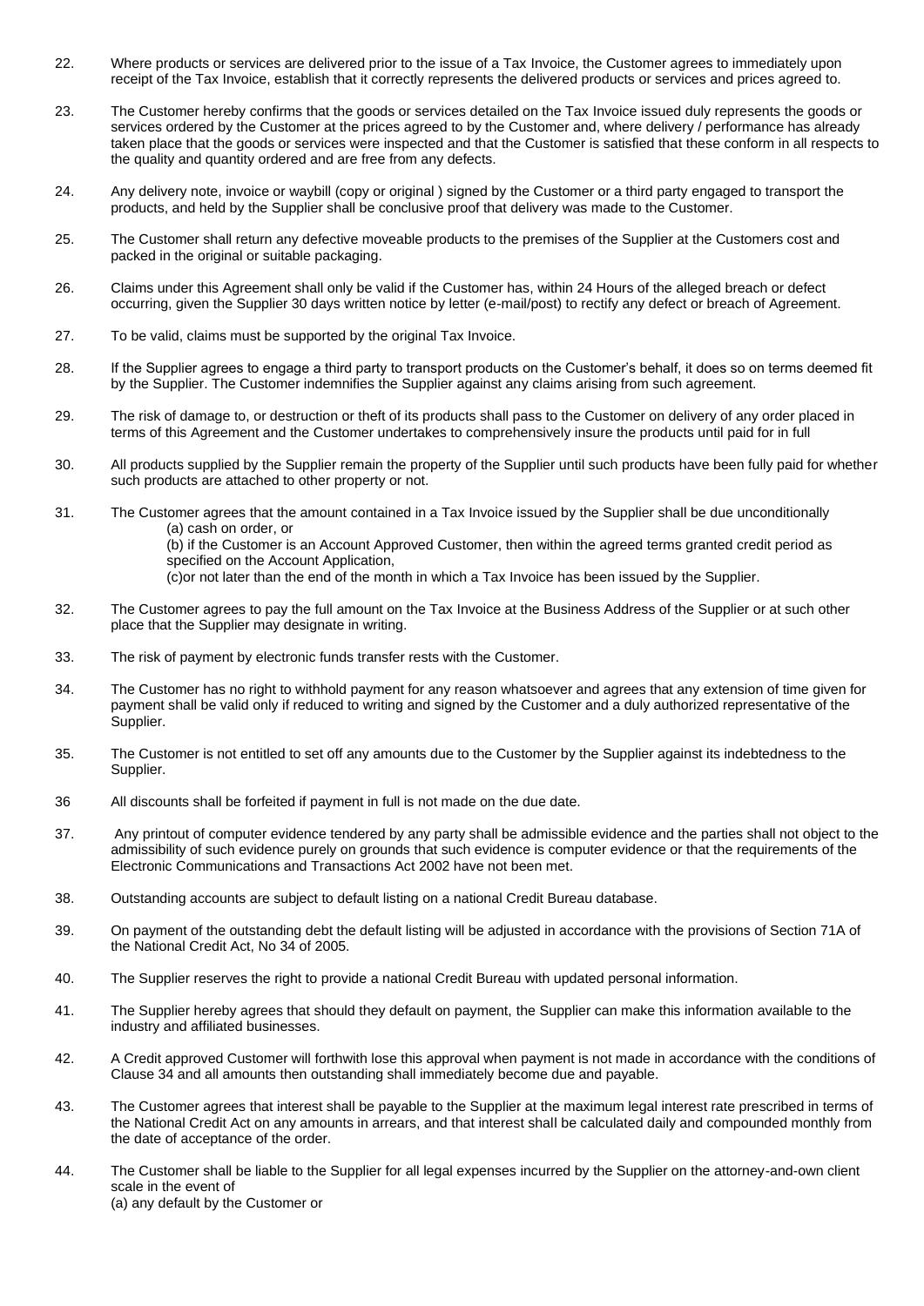22. Where products or services are delivered prior to the issue of a Tax Invoice, the Customer agrees to immediately upon receipt of the Tax Invoice, establish that it correctly represents the delivered products or services and prices agreed to.

23. The Customer hereby confirms that the goods or services detailed on the Tax Invoice issued duly represents the goods or services ordered by the Customer at the prices agreed to by the Customer and, where delivery / performance has already taken place that the goods or services were inspected and that the Customer is satisfied that these conform in all respects to the quality and quantity ordered and are free from any defects.

24. Any delivery note, invoice or waybill (copy or original ) signed by the Customer or a third party engaged to transport the products, and held by the Supplier shall be conclusive proof that delivery was made to the Customer.

25. The Customer shall return any defective moveable products to the premises of the Supplier at the Customers cost and packed in the original or suitable packaging.

26. Claims under this Agreement shall only be valid if the Customer has, within 24 Hours of the alleged breach or defect occurring, given the Supplier 30 days written notice by letter (e-mail/post) to rectify any defect or breach of Agreement.

27. To be valid, claims must be supported by the original Tax Invoice.

28. If the Supplier agrees to engage a third party to transport products on the Customer's behalf, it does so on terms deemed fit by the Supplier. The Customer indemnifies the Supplier against any claims arising from such agreement.

29. The risk of damage to, or destruction or theft of its products shall pass to the Customer on delivery of any order placed in terms of this Agreement and the Customer undertakes to comprehensively insure the products until paid for in full

30. All products supplied by the Supplier remain the property of the Supplier until such products have been fully paid for whether such products are attached to other property or not.

31. The Customer agrees that the amount contained in a Tax Invoice issued by the Supplier shall be due unconditionally
    (a) cash on order, or
    (b) if the Customer is an Account Approved Customer, then within the agreed terms granted credit period as specified on the Account Application,
    (c)or not later than the end of the month in which a Tax Invoice has been issued by the Supplier.

32. The Customer agrees to pay the full amount on the Tax Invoice at the Business Address of the Supplier or at such other place that the Supplier may designate in writing.

33. The risk of payment by electronic funds transfer rests with the Customer.

34. The Customer has no right to withhold payment for any reason whatsoever and agrees that any extension of time given for payment shall be valid only if reduced to writing and signed by the Customer and a duly authorized representative of the Supplier.

35. The Customer is not entitled to set off any amounts due to the Customer by the Supplier against its indebtedness to the Supplier.

36 All discounts shall be forfeited if payment in full is not made on the due date.

37. Any printout of computer evidence tendered by any party shall be admissible evidence and the parties shall not object to the admissibility of such evidence purely on grounds that such evidence is computer evidence or that the requirements of the Electronic Communications and Transactions Act 2002 have not been met.

38. Outstanding accounts are subject to default listing on a national Credit Bureau database.

39. On payment of the outstanding debt the default listing will be adjusted in accordance with the provisions of Section 71A of the National Credit Act, No 34 of 2005.

40. The Supplier reserves the right to provide a national Credit Bureau with updated personal information.

41. The Supplier hereby agrees that should they default on payment, the Supplier can make this information available to the industry and affiliated businesses.

42. A Credit approved Customer will forthwith lose this approval when payment is not made in accordance with the conditions of Clause 34 and all amounts then outstanding shall immediately become due and payable.

43. The Customer agrees that interest shall be payable to the Supplier at the maximum legal interest rate prescribed in terms of the National Credit Act on any amounts in arrears, and that interest shall be calculated daily and compounded monthly from the date of acceptance of the order.

44. The Customer shall be liable to the Supplier for all legal expenses incurred by the Supplier on the attorney-and-own client scale in the event of
    (a) any default by the Customer or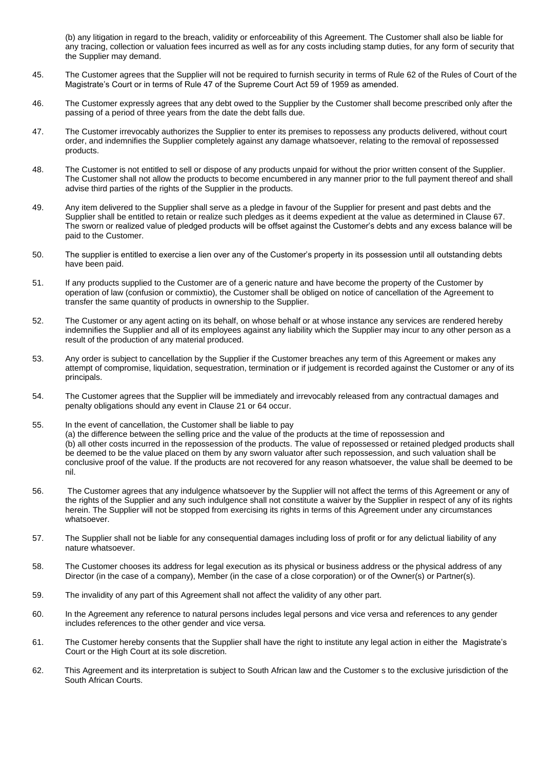(b) any litigation in regard to the breach, validity or enforceability of this Agreement. The Customer shall also be liable for any tracing, collection or valuation fees incurred as well as for any costs including stamp duties, for any form of security that the Supplier may demand.

45. The Customer agrees that the Supplier will not be required to furnish security in terms of Rule 62 of the Rules of Court of the Magistrate's Court or in terms of Rule 47 of the Supreme Court Act 59 of 1959 as amended.

46. The Customer expressly agrees that any debt owed to the Supplier by the Customer shall become prescribed only after the passing of a period of three years from the date the debt falls due.

47. The Customer irrevocably authorizes the Supplier to enter its premises to repossess any products delivered, without court order, and indemnifies the Supplier completely against any damage whatsoever, relating to the removal of repossessed products.

48. The Customer is not entitled to sell or dispose of any products unpaid for without the prior written consent of the Supplier. The Customer shall not allow the products to become encumbered in any manner prior to the full payment thereof and shall advise third parties of the rights of the Supplier in the products.

49. Any item delivered to the Supplier shall serve as a pledge in favour of the Supplier for present and past debts and the Supplier shall be entitled to retain or realize such pledges as it deems expedient at the value as determined in Clause 67. The sworn or realized value of pledged products will be offset against the Customer's debts and any excess balance will be paid to the Customer.

50. The supplier is entitled to exercise a lien over any of the Customer's property in its possession until all outstanding debts have been paid.

51. If any products supplied to the Customer are of a generic nature and have become the property of the Customer by operation of law (confusion or commixtio), the Customer shall be obliged on notice of cancellation of the Agreement to transfer the same quantity of products in ownership to the Supplier.

52. The Customer or any agent acting on its behalf, on whose behalf or at whose instance any services are rendered hereby indemnifies the Supplier and all of its employees against any liability which the Supplier may incur to any other person as a result of the production of any material produced.

53. Any order is subject to cancellation by the Supplier if the Customer breaches any term of this Agreement or makes any attempt of compromise, liquidation, sequestration, termination or if judgement is recorded against the Customer or any of its principals.

54. The Customer agrees that the Supplier will be immediately and irrevocably released from any contractual damages and penalty obligations should any event in Clause 21 or 64 occur.

55. In the event of cancellation, the Customer shall be liable to pay
(a) the difference between the selling price and the value of the products at the time of repossession and
(b) all other costs incurred in the repossession of the products. The value of repossessed or retained pledged products shall be deemed to be the value placed on them by any sworn valuator after such repossession, and such valuation shall be conclusive proof of the value. If the products are not recovered for any reason whatsoever, the value shall be deemed to be nil.

56. The Customer agrees that any indulgence whatsoever by the Supplier will not affect the terms of this Agreement or any of the rights of the Supplier and any such indulgence shall not constitute a waiver by the Supplier in respect of any of its rights herein. The Supplier will not be stopped from exercising its rights in terms of this Agreement under any circumstances whatsoever.

57. The Supplier shall not be liable for any consequential damages including loss of profit or for any delictual liability of any nature whatsoever.

58. The Customer chooses its address for legal execution as its physical or business address or the physical address of any Director (in the case of a company), Member (in the case of a close corporation) or of the Owner(s) or Partner(s).

59. The invalidity of any part of this Agreement shall not affect the validity of any other part.

60. In the Agreement any reference to natural persons includes legal persons and vice versa and references to any gender includes references to the other gender and vice versa.

61. The Customer hereby consents that the Supplier shall have the right to institute any legal action in either the Magistrate's Court or the High Court at its sole discretion.

62. This Agreement and its interpretation is subject to South African law and the Customer s to the exclusive jurisdiction of the South African Courts.